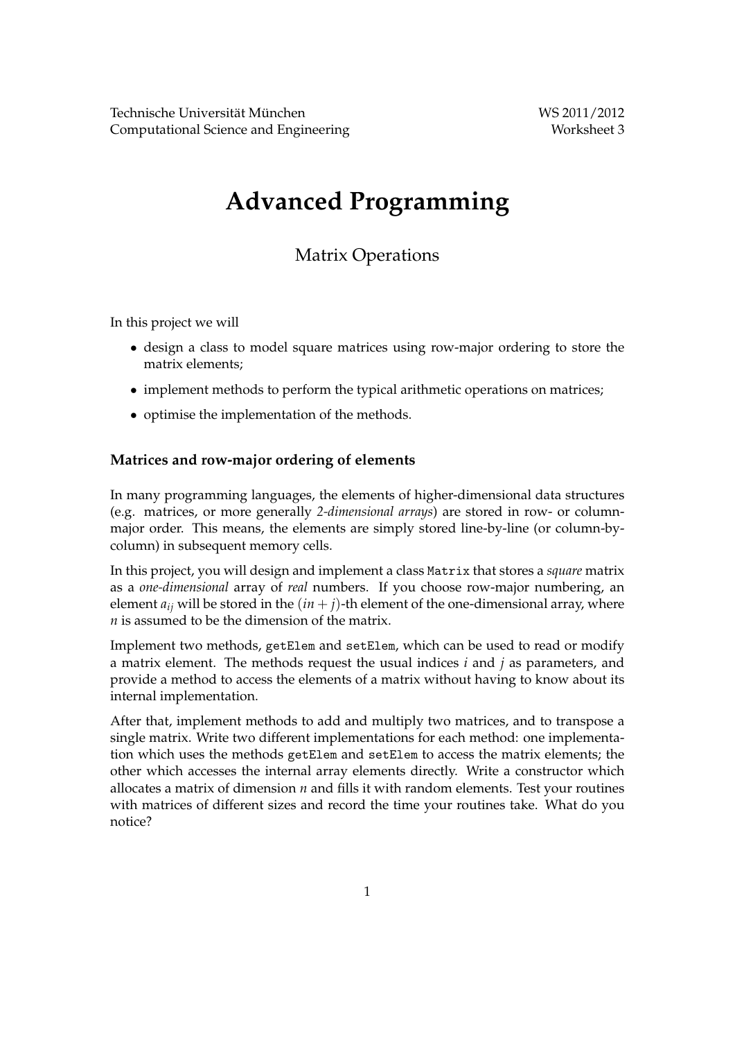Technische Universität München
Computational Science and Engineering

WS 2011/2012
Worksheet 3

# Advanced Programming

## Matrix Operations

In this project we will

- design a class to model square matrices using row-major ordering to store the matrix elements;
- implement methods to perform the typical arithmetic operations on matrices;
- optimise the implementation of the methods.

### Matrices and row-major ordering of elements

In many programming languages, the elements of higher-dimensional data structures (e.g. matrices, or more generally *2-dimensional arrays*) are stored in row- or column-major order. This means, the elements are simply stored line-by-line (or column-by-column) in subsequent memory cells.

In this project, you will design and implement a class `Matrix` that stores a *square* matrix as a *one-dimensional* array of *real* numbers. If you choose row-major numbering, an element $a_{ij}$ will be stored in the $(in + j)$-th element of the one-dimensional array, where $n$ is assumed to be the dimension of the matrix.

Implement two methods, `getElem` and `setElem`, which can be used to read or modify a matrix element. The methods request the usual indices $i$ and $j$ as parameters, and provide a method to access the elements of a matrix without having to know about its internal implementation.

After that, implement methods to add and multiply two matrices, and to transpose a single matrix. Write two different implementations for each method: one implementation which uses the methods `getElem` and `setElem` to access the matrix elements; the other which accesses the internal array elements directly. Write a constructor which allocates a matrix of dimension $n$ and fills it with random elements. Test your routines with matrices of different sizes and record the time your routines take. What do you notice?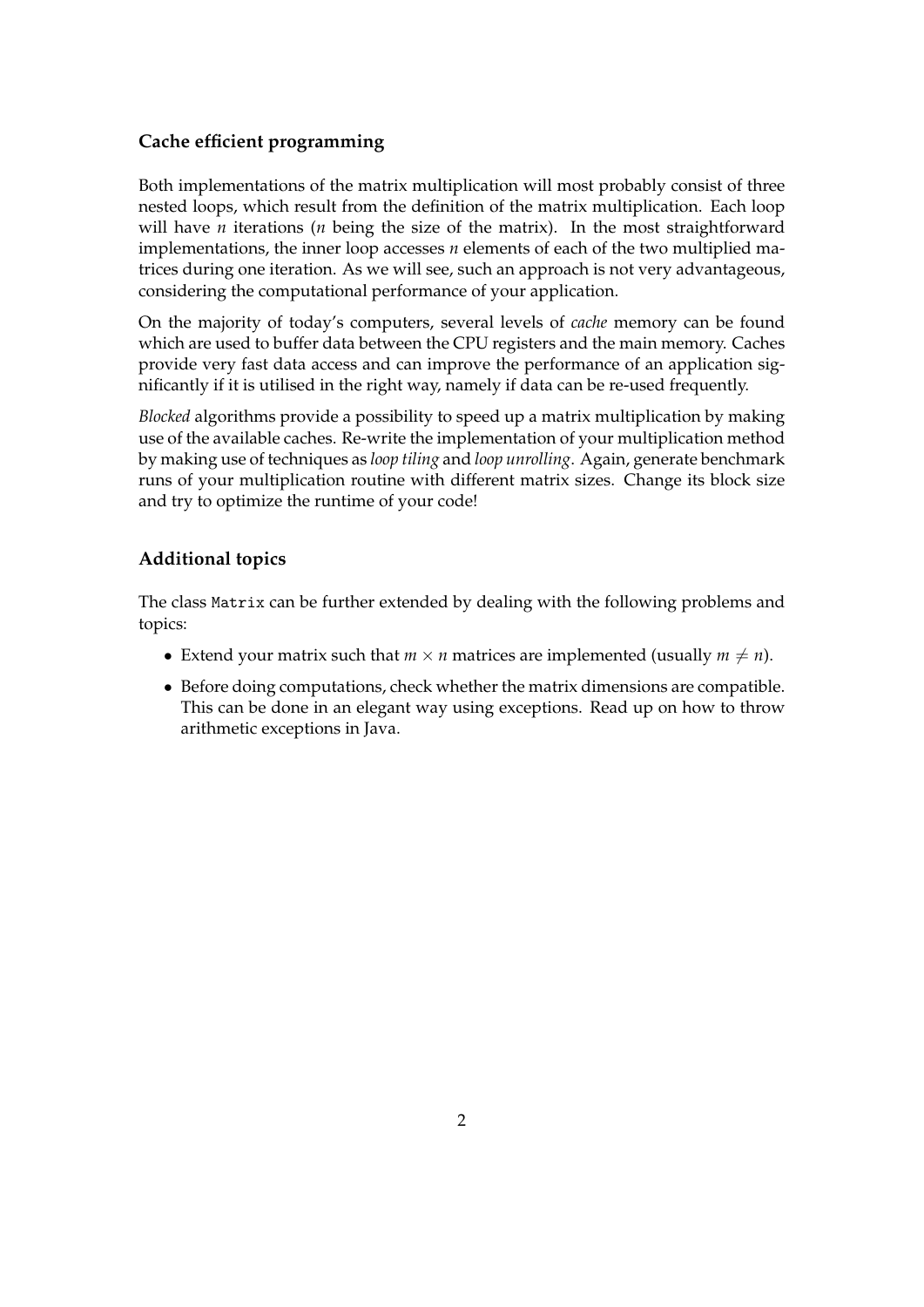### Cache efficient programming

Both implementations of the matrix multiplication will most probably consist of three nested loops, which result from the definition of the matrix multiplication. Each loop will have $n$ iterations ($n$ being the size of the matrix). In the most straightforward implementations, the inner loop accesses $n$ elements of each of the two multiplied matrices during one iteration. As we will see, such an approach is not very advantageous, considering the computational performance of your application.

On the majority of today's computers, several levels of *cache* memory can be found which are used to buffer data between the CPU registers and the main memory. Caches provide very fast data access and can improve the performance of an application significantly if it is utilised in the right way, namely if data can be re-used frequently.

*Blocked* algorithms provide a possibility to speed up a matrix multiplication by making use of the available caches. Re-write the implementation of your multiplication method by making use of techniques as *loop tiling* and *loop unrolling*. Again, generate benchmark runs of your multiplication routine with different matrix sizes. Change its block size and try to optimize the runtime of your code!

### Additional topics

The class `Matrix` can be further extended by dealing with the following problems and topics:

- Extend your matrix such that $m \times n$ matrices are implemented (usually $m \neq n$).
- Before doing computations, check whether the matrix dimensions are compatible. This can be done in an elegant way using exceptions. Read up on how to throw arithmetic exceptions in Java.